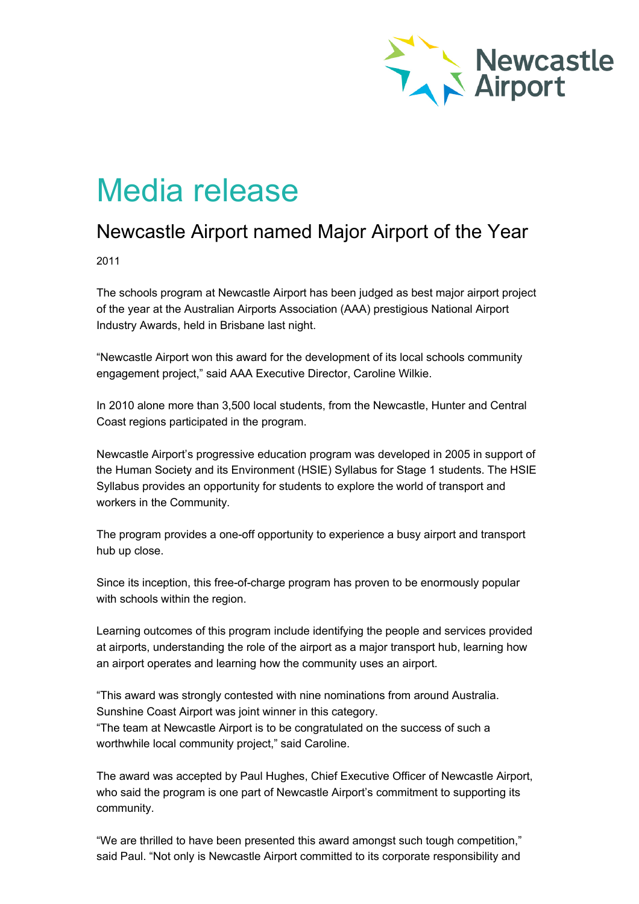Newcastle Airport

# Media release

## Newcastle Airport named Major Airport of the Year

2011

The schools program at Newcastle Airport has been judged as best major airport project of the year at the Australian Airports Association (AAA) prestigious National Airport Industry Awards, held in Brisbane last night.

"Newcastle Airport won this award for the development of its local schools community engagement project," said AAA Executive Director, Caroline Wilkie.

In 2010 alone more than 3,500 local students, from the Newcastle, Hunter and Central Coast regions participated in the program.

Newcastle Airport's progressive education program was developed in 2005 in support of the Human Society and its Environment (HSIE) Syllabus for Stage 1 students. The HSIE Syllabus provides an opportunity for students to explore the world of transport and workers in the Community.

The program provides a one-off opportunity to experience a busy airport and transport hub up close.

Since its inception, this free-of-charge program has proven to be enormously popular with schools within the region.

Learning outcomes of this program include identifying the people and services provided at airports, understanding the role of the airport as a major transport hub, learning how an airport operates and learning how the community uses an airport.

"This award was strongly contested with nine nominations from around Australia. Sunshine Coast Airport was joint winner in this category.
"The team at Newcastle Airport is to be congratulated on the success of such a worthwhile local community project," said Caroline.

The award was accepted by Paul Hughes, Chief Executive Officer of Newcastle Airport, who said the program is one part of Newcastle Airport's commitment to supporting its community.

"We are thrilled to have been presented this award amongst such tough competition," said Paul. "Not only is Newcastle Airport committed to its corporate responsibility and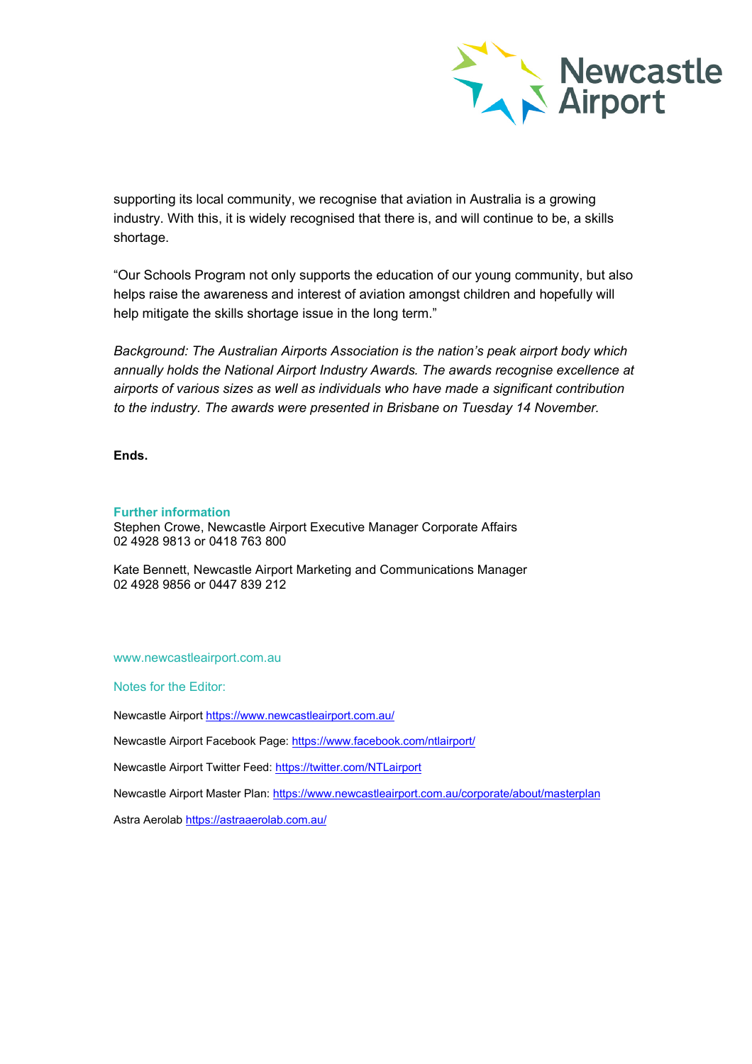supporting its local community, we recognise that aviation in Australia is a growing industry. With this, it is widely recognised that there is, and will continue to be, a skills shortage.

"Our Schools Program not only supports the education of our young community, but also helps raise the awareness and interest of aviation amongst children and hopefully will help mitigate the skills shortage issue in the long term."

*Background: The Australian Airports Association is the nation's peak airport body which annually holds the National Airport Industry Awards. The awards recognise excellence at airports of various sizes as well as individuals who have made a significant contribution to the industry. The awards were presented in Brisbane on Tuesday 14 November.*

**Ends.**

**Further information**
Stephen Crowe, Newcastle Airport Executive Manager Corporate Affairs
02 4928 9813 or 0418 763 800

Kate Bennett, Newcastle Airport Marketing and Communications Manager
02 4928 9856 or 0447 839 212

www.newcastleairport.com.au

Notes for the Editor:

Newcastle Airport https://www.newcastleairport.com.au/

Newcastle Airport Facebook Page: https://www.facebook.com/ntlairport/

Newcastle Airport Twitter Feed: https://twitter.com/NTLairport

Newcastle Airport Master Plan: https://www.newcastleairport.com.au/corporate/about/masterplan

Astra Aerolab https://astraaerolab.com.au/